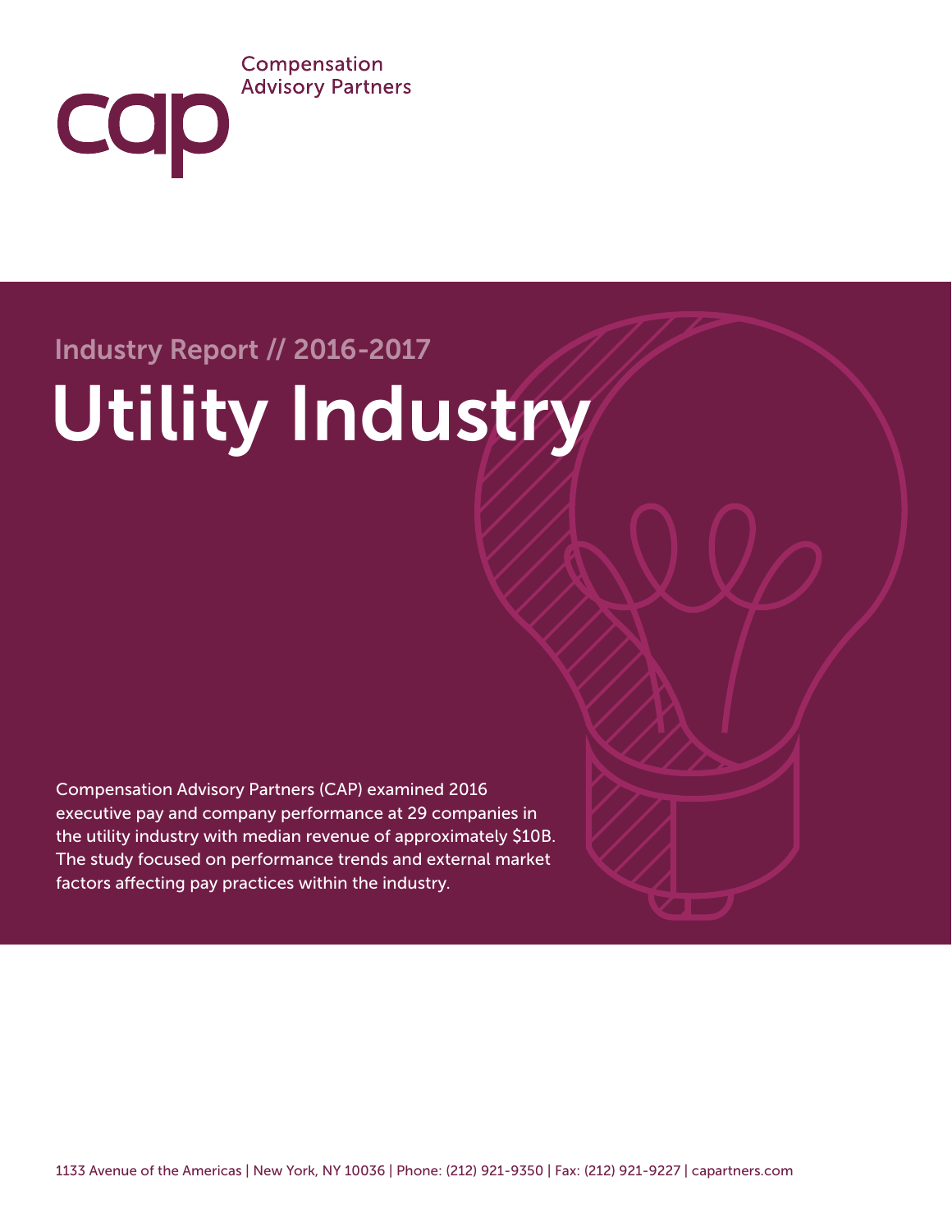Compensation
Advisory Partners

Industry Report // 2016-2017

# Utility Industry

Compensation Advisory Partners (CAP) examined 2016 executive pay and company performance at 29 companies in the utility industry with median revenue of approximately $10B. The study focused on performance trends and external market factors affecting pay practices within the industry.

1133 Avenue of the Americas | New York, NY 10036 | Phone: (212) 921-9350 | Fax: (212) 921-9227 | capartners.com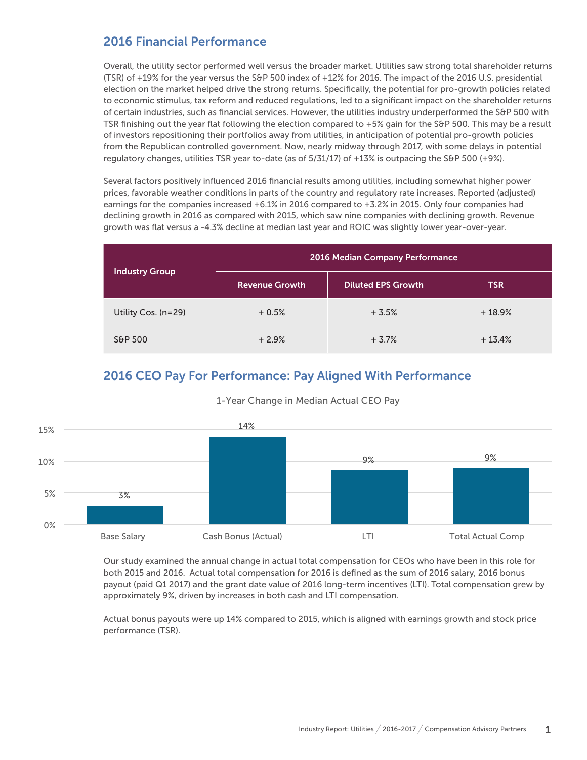## 2016 Financial Performance

Overall, the utility sector performed well versus the broader market. Utilities saw strong total shareholder returns (TSR) of +19% for the year versus the S&P 500 index of +12% for 2016. The impact of the 2016 U.S. presidential election on the market helped drive the strong returns. Specifically, the potential for pro-growth policies related to economic stimulus, tax reform and reduced regulations, led to a significant impact on the shareholder returns of certain industries, such as financial services. However, the utilities industry underperformed the S&P 500 with TSR finishing out the year flat following the election compared to +5% gain for the S&P 500. This may be a result of investors repositioning their portfolios away from utilities, in anticipation of potential pro-growth policies from the Republican controlled government. Now, nearly midway through 2017, with some delays in potential regulatory changes, utilities TSR year to-date (as of 5/31/17) of +13% is outpacing the S&P 500 (+9%).

Several factors positively influenced 2016 financial results among utilities, including somewhat higher power prices, favorable weather conditions in parts of the country and regulatory rate increases. Reported (adjusted) earnings for the companies increased +6.1% in 2016 compared to +3.2% in 2015. Only four companies had declining growth in 2016 as compared with 2015, which saw nine companies with declining growth. Revenue growth was flat versus a -4.3% decline at median last year and ROIC was slightly lower year-over-year.

| Industry Group | 2016 Median Company Performance | | |
|---|---|---|---|
| | Revenue Growth | Diluted EPS Growth | TSR |
| Utility Cos. (n=29) | + 0.5% | + 3.5% | + 18.9% |
| S&P 500 | + 2.9% | + 3.7% | + 13.4% |

## 2016 CEO Pay For Performance: Pay Aligned With Performance

1-Year Change in Median Actual CEO Pay

15%
10%
5%
0%

Base Salary: 3%
Cash Bonus (Actual): 14%
LTI: 9%
Total Actual Comp: 9%

Our study examined the annual change in actual total compensation for CEOs who have been in this role for both 2015 and 2016. Actual total compensation for 2016 is defined as the sum of 2016 salary, 2016 bonus payout (paid Q1 2017) and the grant date value of 2016 long-term incentives (LTI). Total compensation grew by approximately 9%, driven by increases in both cash and LTI compensation.

Actual bonus payouts were up 14% compared to 2015, which is aligned with earnings growth and stock price performance (TSR).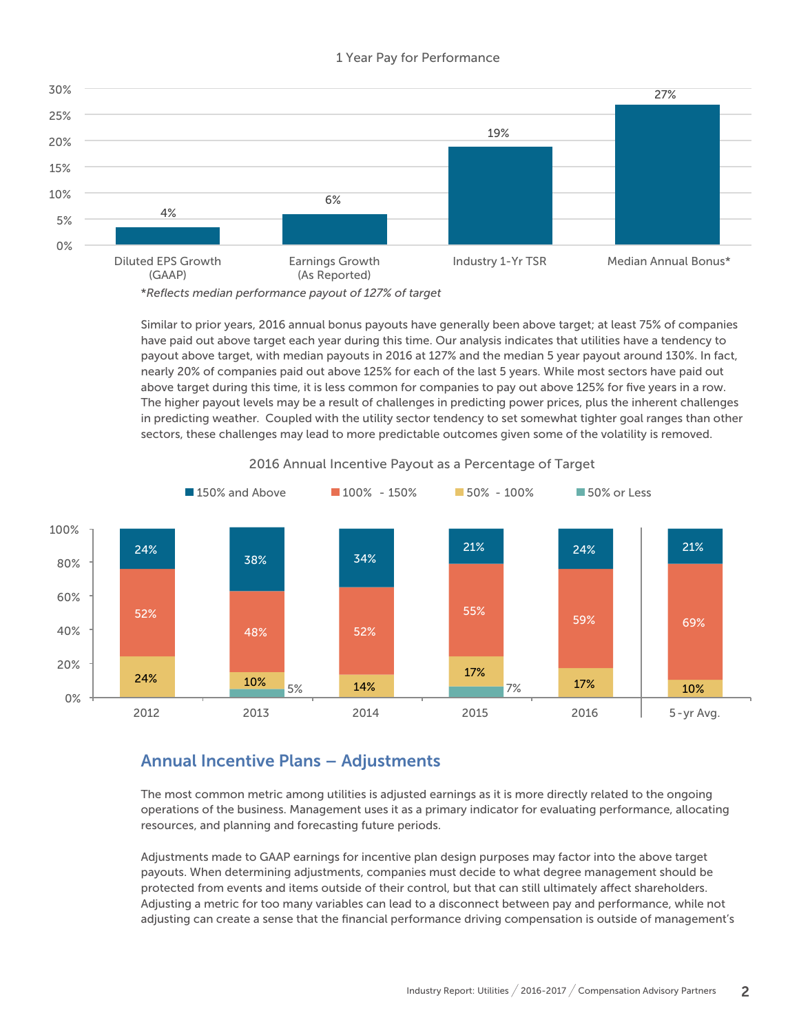1 Year Pay for Performance

| Metric | Value |
|---|---|
| Diluted EPS Growth (GAAP) | 4% |
| Earnings Growth (As Reported) | 6% |
| Industry 1-Yr TSR | 19% |
| Median Annual Bonus* | 27% |

*Reflects median performance payout of 127% of target*

Similar to prior years, 2016 annual bonus payouts have generally been above target; at least 75% of companies have paid out above target each year during this time. Our analysis indicates that utilities have a tendency to payout above target, with median payouts in 2016 at 127% and the median 5 year payout around 130%. In fact, nearly 20% of companies paid out above 125% for each of the last 5 years. While most sectors have paid out above target during this time, it is less common for companies to pay out above 125% for five years in a row. The higher payout levels may be a result of challenges in predicting power prices, plus the inherent challenges in predicting weather. Coupled with the utility sector tendency to set somewhat tighter goal ranges than other sectors, these challenges may lead to more predictable outcomes given some of the volatility is removed.

2016 Annual Incentive Payout as a Percentage of Target

| | 2012 | 2013 | 2014 | 2015 | 2016 | 5-yr Avg. |
|---|---|---|---|---|---|---|
| 150% and Above | 24% | 38% | 34% | 21% | 24% | 21% |
| 100% - 150% | 52% | 48% | 52% | 55% | 59% | 69% |
| 50% - 100% | 24% | 10% | 14% | 17% | 17% | 10% |
| 50% or Less | | 5% | | 7% | | |

## Annual Incentive Plans – Adjustments

The most common metric among utilities is adjusted earnings as it is more directly related to the ongoing operations of the business. Management uses it as a primary indicator for evaluating performance, allocating resources, and planning and forecasting future periods.

Adjustments made to GAAP earnings for incentive plan design purposes may factor into the above target payouts. When determining adjustments, companies must decide to what degree management should be protected from events and items outside of their control, but that can still ultimately affect shareholders. Adjusting a metric for too many variables can lead to a disconnect between pay and performance, while not adjusting can create a sense that the financial performance driving compensation is outside of management's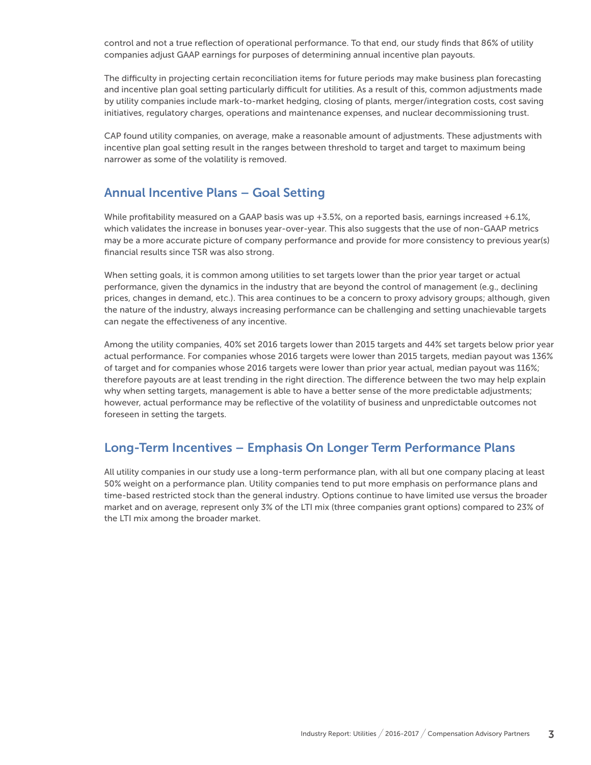control and not a true reflection of operational performance. To that end, our study finds that 86% of utility companies adjust GAAP earnings for purposes of determining annual incentive plan payouts.

The difficulty in projecting certain reconciliation items for future periods may make business plan forecasting and incentive plan goal setting particularly difficult for utilities. As a result of this, common adjustments made by utility companies include mark-to-market hedging, closing of plants, merger/integration costs, cost saving initiatives, regulatory charges, operations and maintenance expenses, and nuclear decommissioning trust.

CAP found utility companies, on average, make a reasonable amount of adjustments. These adjustments with incentive plan goal setting result in the ranges between threshold to target and target to maximum being narrower as some of the volatility is removed.

## Annual Incentive Plans – Goal Setting

While profitability measured on a GAAP basis was up +3.5%, on a reported basis, earnings increased +6.1%, which validates the increase in bonuses year-over-year. This also suggests that the use of non-GAAP metrics may be a more accurate picture of company performance and provide for more consistency to previous year(s) financial results since TSR was also strong.

When setting goals, it is common among utilities to set targets lower than the prior year target or actual performance, given the dynamics in the industry that are beyond the control of management (e.g., declining prices, changes in demand, etc.). This area continues to be a concern to proxy advisory groups; although, given the nature of the industry, always increasing performance can be challenging and setting unachievable targets can negate the effectiveness of any incentive.

Among the utility companies, 40% set 2016 targets lower than 2015 targets and 44% set targets below prior year actual performance. For companies whose 2016 targets were lower than 2015 targets, median payout was 136% of target and for companies whose 2016 targets were lower than prior year actual, median payout was 116%; therefore payouts are at least trending in the right direction. The difference between the two may help explain why when setting targets, management is able to have a better sense of the more predictable adjustments; however, actual performance may be reflective of the volatility of business and unpredictable outcomes not foreseen in setting the targets.

## Long-Term Incentives – Emphasis On Longer Term Performance Plans

All utility companies in our study use a long-term performance plan, with all but one company placing at least 50% weight on a performance plan. Utility companies tend to put more emphasis on performance plans and time-based restricted stock than the general industry. Options continue to have limited use versus the broader market and on average, represent only 3% of the LTI mix (three companies grant options) compared to 23% of the LTI mix among the broader market.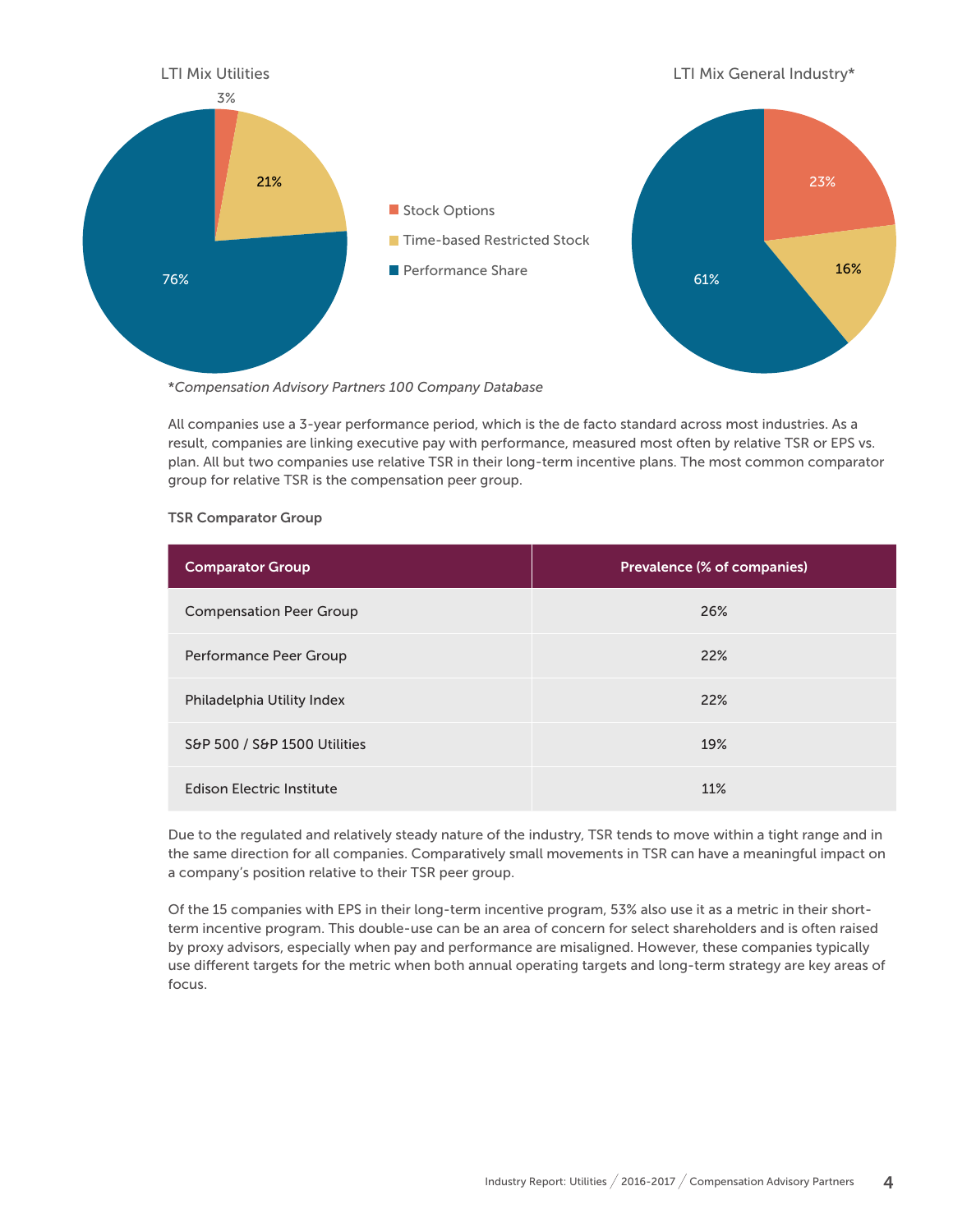LTI Mix Utilities

3%

21%

76%

Stock Options

Time-based Restricted Stock

Performance Share

LTI Mix General Industry*

23%

16%

61%

**Compensation Advisory Partners 100 Company Database*

All companies use a 3-year performance period, which is the de facto standard across most industries. As a result, companies are linking executive pay with performance, measured most often by relative TSR or EPS vs. plan. All but two companies use relative TSR in their long-term incentive plans. The most common comparator group for relative TSR is the compensation peer group.

**TSR Comparator Group**

| Comparator Group | Prevalence (% of companies) |
| --- | --- |
| Compensation Peer Group | 26% |
| Performance Peer Group | 22% |
| Philadelphia Utility Index | 22% |
| S&P 500 / S&P 1500 Utilities | 19% |
| Edison Electric Institute | 11% |

Due to the regulated and relatively steady nature of the industry, TSR tends to move within a tight range and in the same direction for all companies. Comparatively small movements in TSR can have a meaningful impact on a company's position relative to their TSR peer group.

Of the 15 companies with EPS in their long-term incentive program, 53% also use it as a metric in their short-term incentive program. This double-use can be an area of concern for select shareholders and is often raised by proxy advisors, especially when pay and performance are misaligned. However, these companies typically use different targets for the metric when both annual operating targets and long-term strategy are key areas of focus.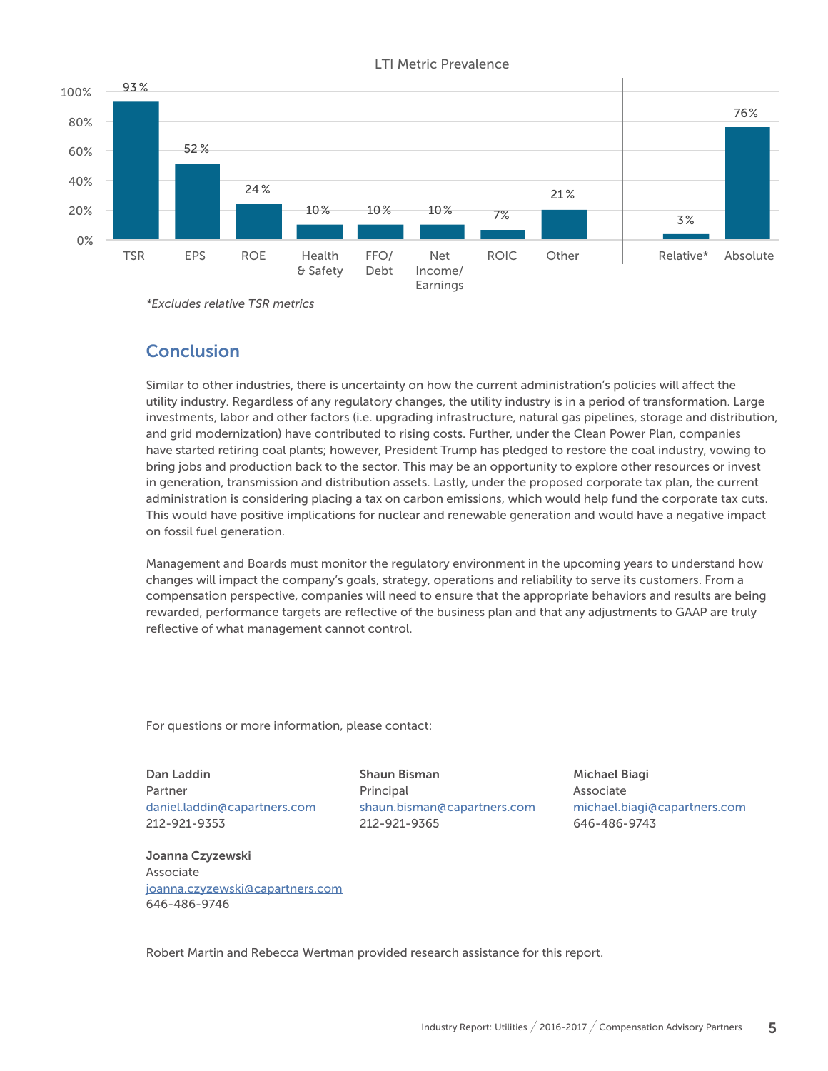LTI Metric Prevalence

| TSR | EPS | ROE | Health & Safety | FFO/ Debt | Net Income/ Earnings | ROIC | Other | Relative* | Absolute |
|---|---|---|---|---|---|---|---|---|---|
| 93% | 52% | 24% | 10% | 10% | 10% | 7% | 21% | 3% | 76% |

*\*Excludes relative TSR metrics*

## Conclusion

Similar to other industries, there is uncertainty on how the current administration's policies will affect the utility industry. Regardless of any regulatory changes, the utility industry is in a period of transformation. Large investments, labor and other factors (i.e. upgrading infrastructure, natural gas pipelines, storage and distribution, and grid modernization) have contributed to rising costs. Further, under the Clean Power Plan, companies have started retiring coal plants; however, President Trump has pledged to restore the coal industry, vowing to bring jobs and production back to the sector. This may be an opportunity to explore other resources or invest in generation, transmission and distribution assets. Lastly, under the proposed corporate tax plan, the current administration is considering placing a tax on carbon emissions, which would help fund the corporate tax cuts. This would have positive implications for nuclear and renewable generation and would have a negative impact on fossil fuel generation.

Management and Boards must monitor the regulatory environment in the upcoming years to understand how changes will impact the company's goals, strategy, operations and reliability to serve its customers. From a compensation perspective, companies will need to ensure that the appropriate behaviors and results are being rewarded, performance targets are reflective of the business plan and that any adjustments to GAAP are truly reflective of what management cannot control.

For questions or more information, please contact:

**Dan Laddin**
Partner
daniel.laddin@capartners.com
212-921-9353

**Shaun Bisman**
Principal
shaun.bisman@capartners.com
212-921-9365

**Michael Biagi**
Associate
michael.biagi@capartners.com
646-486-9743

**Joanna Czyzewski**
Associate
joanna.czyzewski@capartners.com
646-486-9746

Robert Martin and Rebecca Wertman provided research assistance for this report.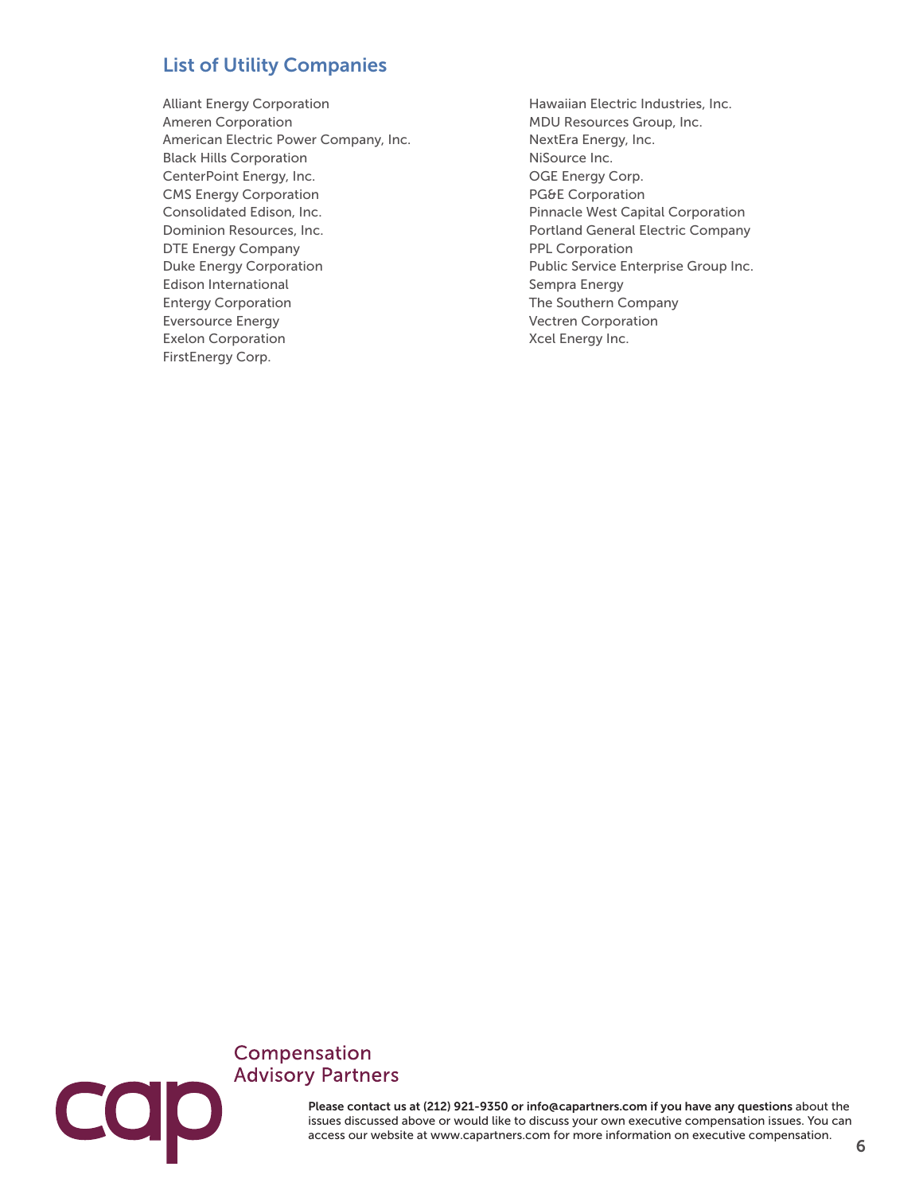## List of Utility Companies

Alliant Energy Corporation
Ameren Corporation
American Electric Power Company, Inc.
Black Hills Corporation
CenterPoint Energy, Inc.
CMS Energy Corporation
Consolidated Edison, Inc.
Dominion Resources, Inc.
DTE Energy Company
Duke Energy Corporation
Edison International
Entergy Corporation
Eversource Energy
Exelon Corporation
FirstEnergy Corp.
Hawaiian Electric Industries, Inc.
MDU Resources Group, Inc.
NextEra Energy, Inc.
NiSource Inc.
OGE Energy Corp.
PG&E Corporation
Pinnacle West Capital Corporation
Portland General Electric Company
PPL Corporation
Public Service Enterprise Group Inc.
Sempra Energy
The Southern Company
Vectren Corporation
Xcel Energy Inc.

cap Compensation Advisory Partners

**Please contact us at (212) 921-9350 or info@capartners.com if you have any questions** about the issues discussed above or would like to discuss your own executive compensation issues. You can access our website at www.capartners.com for more information on executive compensation.